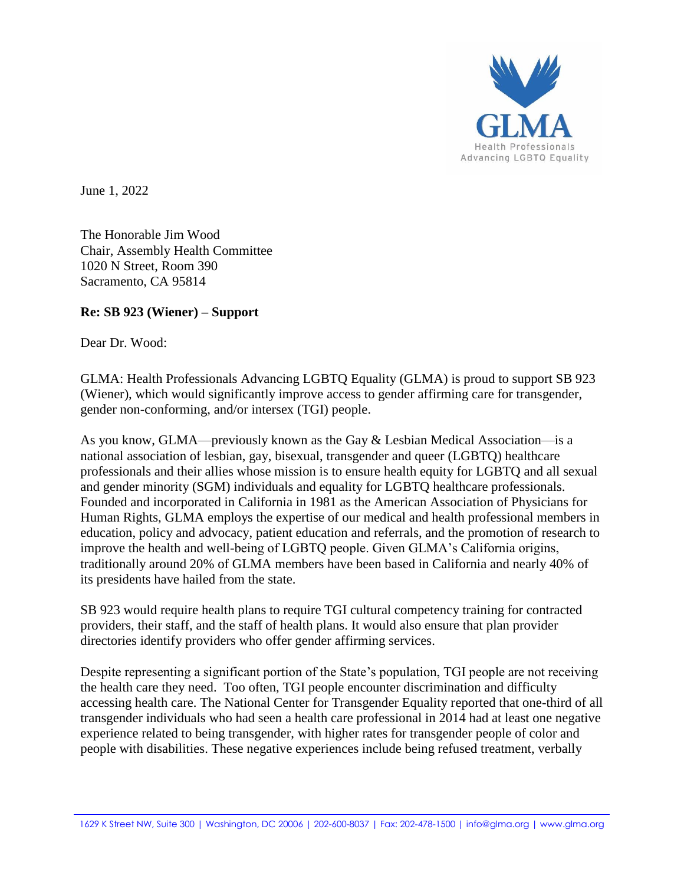GLMA
Health Professionals
Advancing LGBTQ Equality

June 1, 2022

The Honorable Jim Wood
Chair, Assembly Health Committee
1020 N Street, Room 390
Sacramento, CA 95814

**Re: SB 923 (Wiener) – Support**

Dear Dr. Wood:

GLMA: Health Professionals Advancing LGBTQ Equality (GLMA) is proud to support SB 923 (Wiener), which would significantly improve access to gender affirming care for transgender, gender non-conforming, and/or intersex (TGI) people.

As you know, GLMA—previously known as the Gay & Lesbian Medical Association—is a national association of lesbian, gay, bisexual, transgender and queer (LGBTQ) healthcare professionals and their allies whose mission is to ensure health equity for LGBTQ and all sexual and gender minority (SGM) individuals and equality for LGBTQ healthcare professionals. Founded and incorporated in California in 1981 as the American Association of Physicians for Human Rights, GLMA employs the expertise of our medical and health professional members in education, policy and advocacy, patient education and referrals, and the promotion of research to improve the health and well-being of LGBTQ people. Given GLMA's California origins, traditionally around 20% of GLMA members have been based in California and nearly 40% of its presidents have hailed from the state.

SB 923 would require health plans to require TGI cultural competency training for contracted providers, their staff, and the staff of health plans. It would also ensure that plan provider directories identify providers who offer gender affirming services.

Despite representing a significant portion of the State's population, TGI people are not receiving the health care they need. Too often, TGI people encounter discrimination and difficulty accessing health care. The National Center for Transgender Equality reported that one-third of all transgender individuals who had seen a health care professional in 2014 had at least one negative experience related to being transgender, with higher rates for transgender people of color and people with disabilities. These negative experiences include being refused treatment, verbally

1629 K Street NW, Suite 300 | Washington, DC 20006 | 202-600-8037 | Fax: 202-478-1500 | info@glma.org | www.glma.org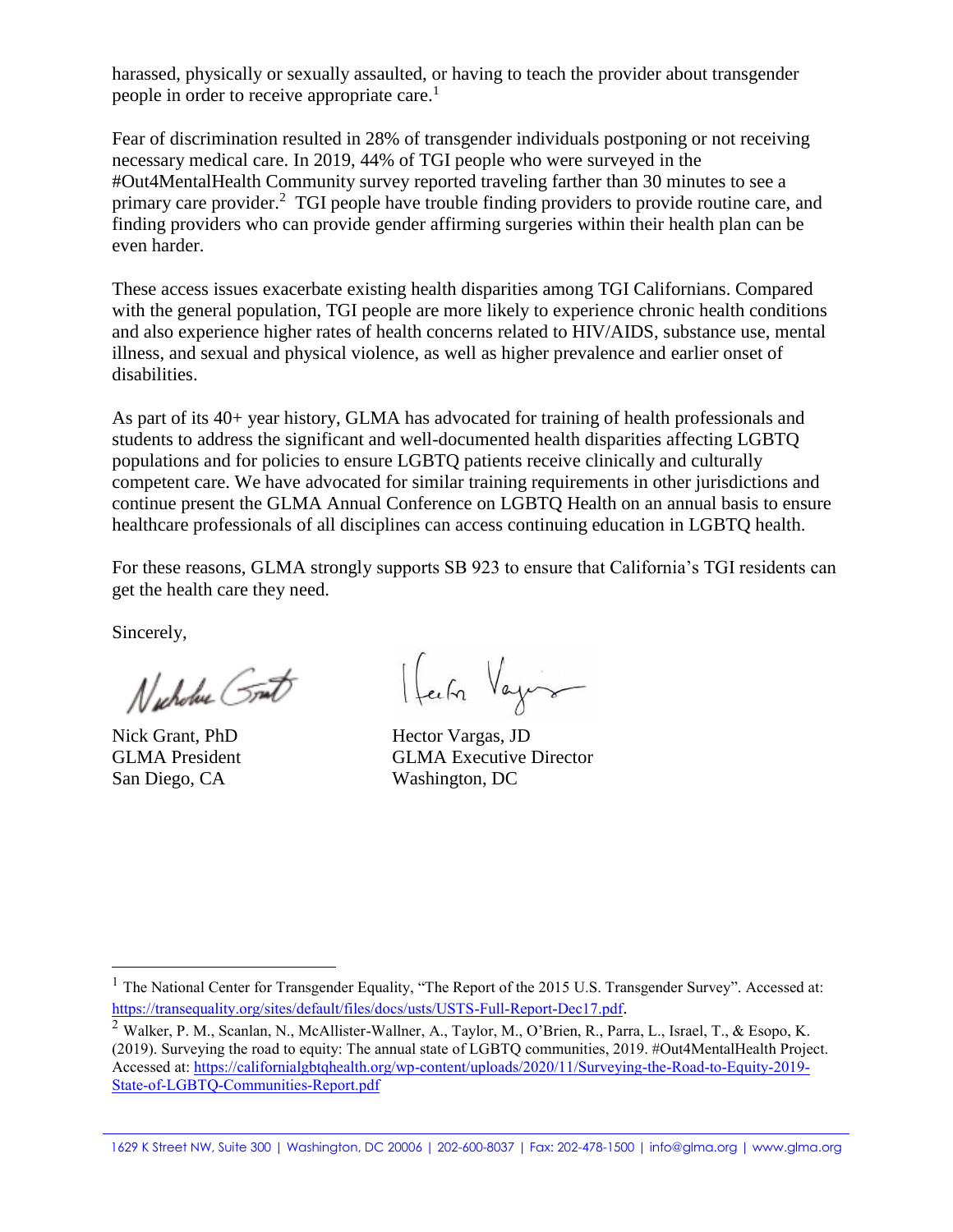harassed, physically or sexually assaulted, or having to teach the provider about transgender people in order to receive appropriate care.[1]

Fear of discrimination resulted in 28% of transgender individuals postponing or not receiving necessary medical care. In 2019, 44% of TGI people who were surveyed in the #Out4MentalHealth Community survey reported traveling farther than 30 minutes to see a primary care provider.[2] TGI people have trouble finding providers to provide routine care, and finding providers who can provide gender affirming surgeries within their health plan can be even harder.

These access issues exacerbate existing health disparities among TGI Californians. Compared with the general population, TGI people are more likely to experience chronic health conditions and also experience higher rates of health concerns related to HIV/AIDS, substance use, mental illness, and sexual and physical violence, as well as higher prevalence and earlier onset of disabilities.

As part of its 40+ year history, GLMA has advocated for training of health professionals and students to address the significant and well-documented health disparities affecting LGBTQ populations and for policies to ensure LGBTQ patients receive clinically and culturally competent care. We have advocated for similar training requirements in other jurisdictions and continue present the GLMA Annual Conference on LGBTQ Health on an annual basis to ensure healthcare professionals of all disciplines can access continuing education in LGBTQ health.

For these reasons, GLMA strongly supports SB 923 to ensure that California's TGI residents can get the health care they need.

Sincerely,

Nick Grant, PhD
GLMA President
San Diego, CA

Hector Vargas, JD
GLMA Executive Director
Washington, DC

---

[1] The National Center for Transgender Equality, "The Report of the 2015 U.S. Transgender Survey". Accessed at: https://transequality.org/sites/default/files/docs/usts/USTS-Full-Report-Dec17.pdf.

[2] Walker, P. M., Scanlan, N., McAllister-Wallner, A., Taylor, M., O'Brien, R., Parra, L., Israel, T., & Esopo, K. (2019). Surveying the road to equity: The annual state of LGBTQ communities, 2019. #Out4MentalHealth Project. Accessed at: https://californialgbtqhealth.org/wp-content/uploads/2020/11/Surveying-the-Road-to-Equity-2019-State-of-LGBTQ-Communities-Report.pdf

1629 K Street NW, Suite 300 | Washington, DC 20006 | 202-600-8037 | Fax: 202-478-1500 | info@glma.org | www.glma.org